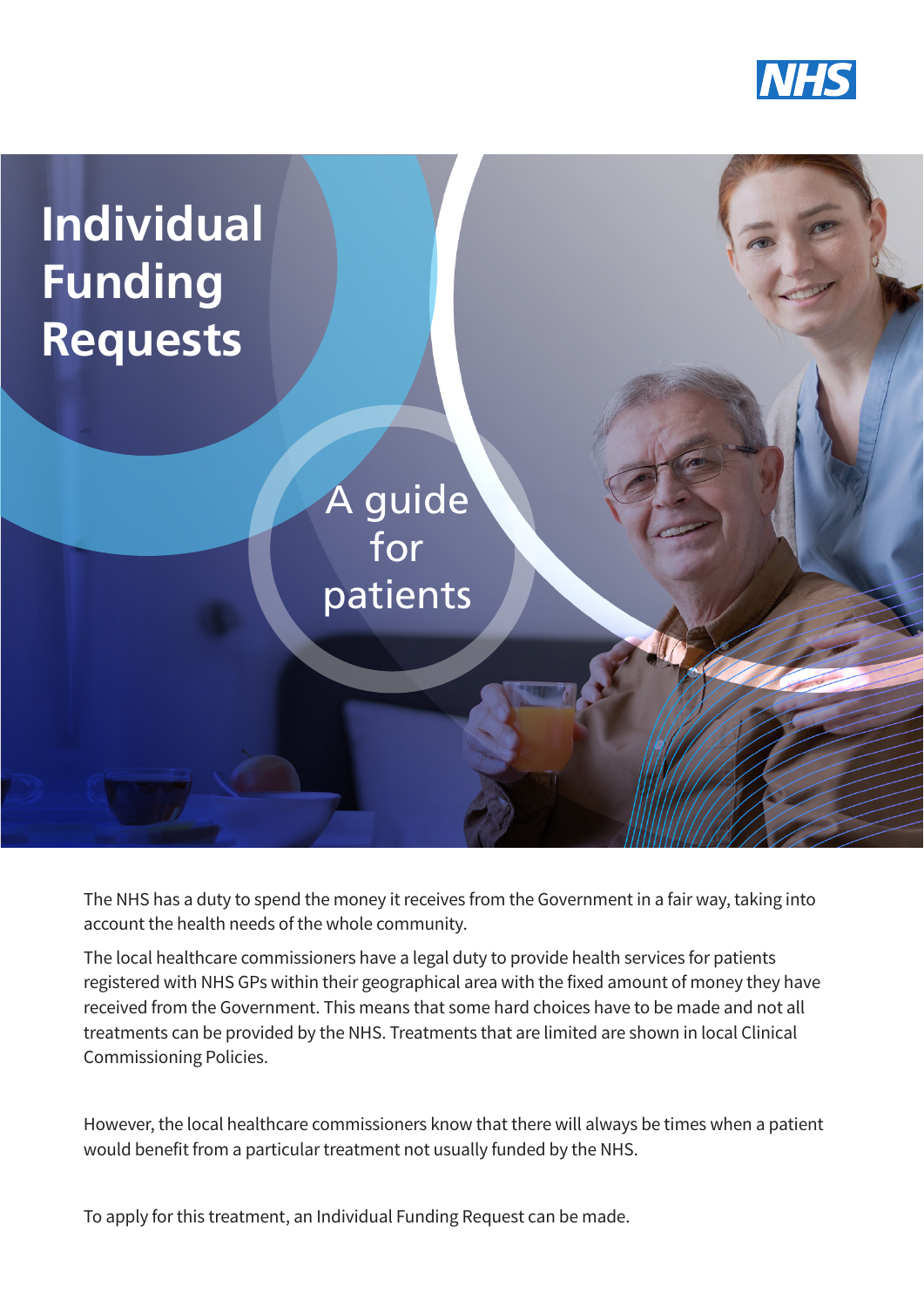# Individual Funding Requests

## A guide for patients

The NHS has a duty to spend the money it receives from the Government in a fair way, taking into account the health needs of the whole community.

The local healthcare commissioners have a legal duty to provide health services for patients registered with NHS GPs within their geographical area with the fixed amount of money they have received from the Government. This means that some hard choices have to be made and not all treatments can be provided by the NHS. Treatments that are limited are shown in local Clinical Commissioning Policies.

However, the local healthcare commissioners know that there will always be times when a patient would benefit from a particular treatment not usually funded by the NHS.

To apply for this treatment, an Individual Funding Request can be made.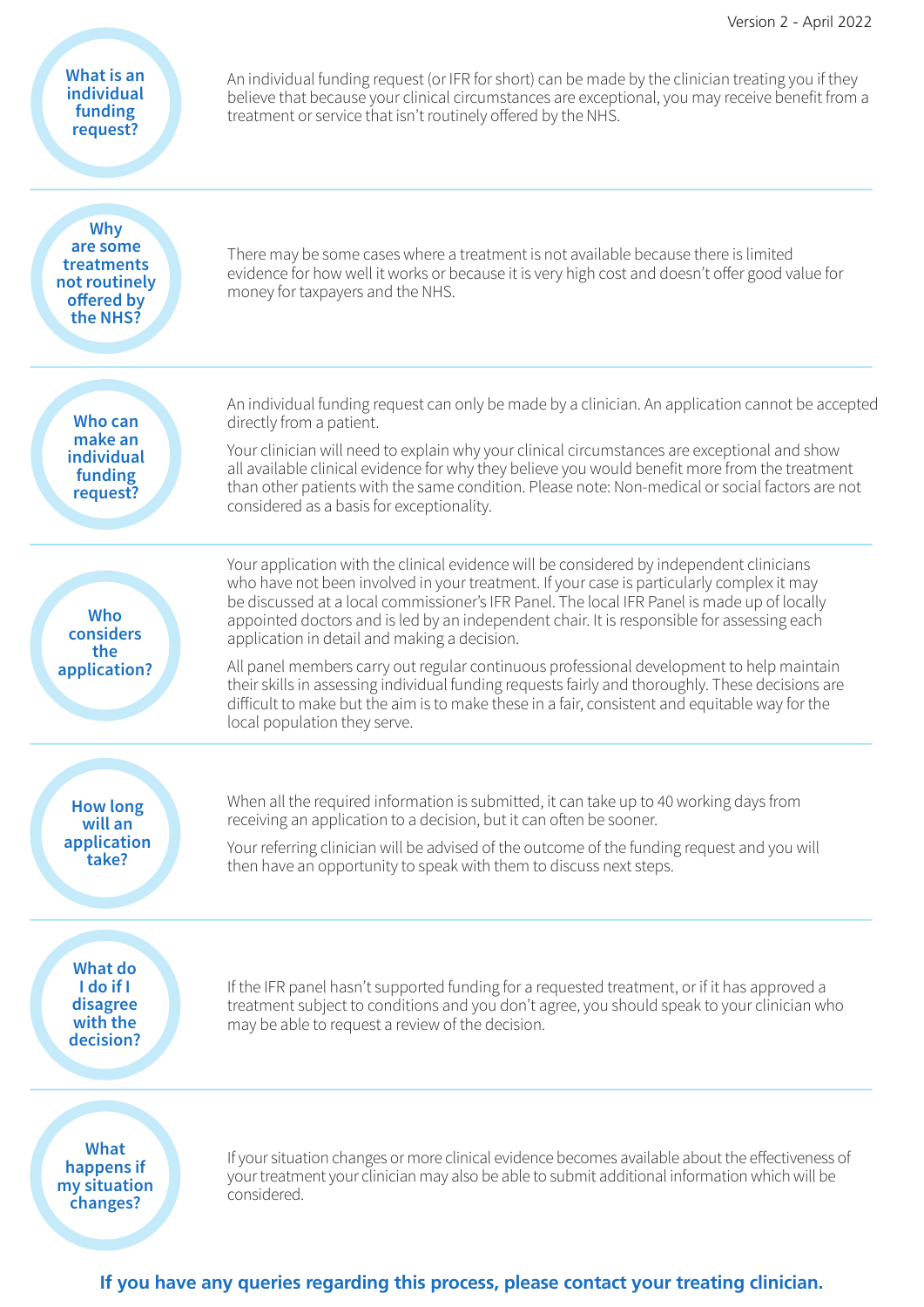Version 2 - April 2022

## What is an individual funding request?

An individual funding request (or IFR for short) can be made by the clinician treating you if they believe that because your clinical circumstances are exceptional, you may receive benefit from a treatment or service that isn't routinely offered by the NHS.

## Why are some treatments not routinely offered by the NHS?

There may be some cases where a treatment is not available because there is limited evidence for how well it works or because it is very high cost and doesn't offer good value for money for taxpayers and the NHS.

## Who can make an individual funding request?

An individual funding request can only be made by a clinician. An application cannot be accepted directly from a patient.

Your clinician will need to explain why your clinical circumstances are exceptional and show all available clinical evidence for why they believe you would benefit more from the treatment than other patients with the same condition. Please note: Non-medical or social factors are not considered as a basis for exceptionality.

## Who considers the application?

Your application with the clinical evidence will be considered by independent clinicians who have not been involved in your treatment. If your case is particularly complex it may be discussed at a local commissioner's IFR Panel. The local IFR Panel is made up of locally appointed doctors and is led by an independent chair. It is responsible for assessing each application in detail and making a decision.

All panel members carry out regular continuous professional development to help maintain their skills in assessing individual funding requests fairly and thoroughly. These decisions are difficult to make but the aim is to make these in a fair, consistent and equitable way for the local population they serve.

## How long will an application take?

When all the required information is submitted, it can take up to 40 working days from receiving an application to a decision, but it can often be sooner.

Your referring clinician will be advised of the outcome of the funding request and you will then have an opportunity to speak with them to discuss next steps.

## What do I do if I disagree with the decision?

If the IFR panel hasn't supported funding for a requested treatment, or if it has approved a treatment subject to conditions and you don't agree, you should speak to your clinician who may be able to request a review of the decision.

## What happens if my situation changes?

If your situation changes or more clinical evidence becomes available about the effectiveness of your treatment your clinician may also be able to submit additional information which will be considered.

**If you have any queries regarding this process, please contact your treating clinician.**